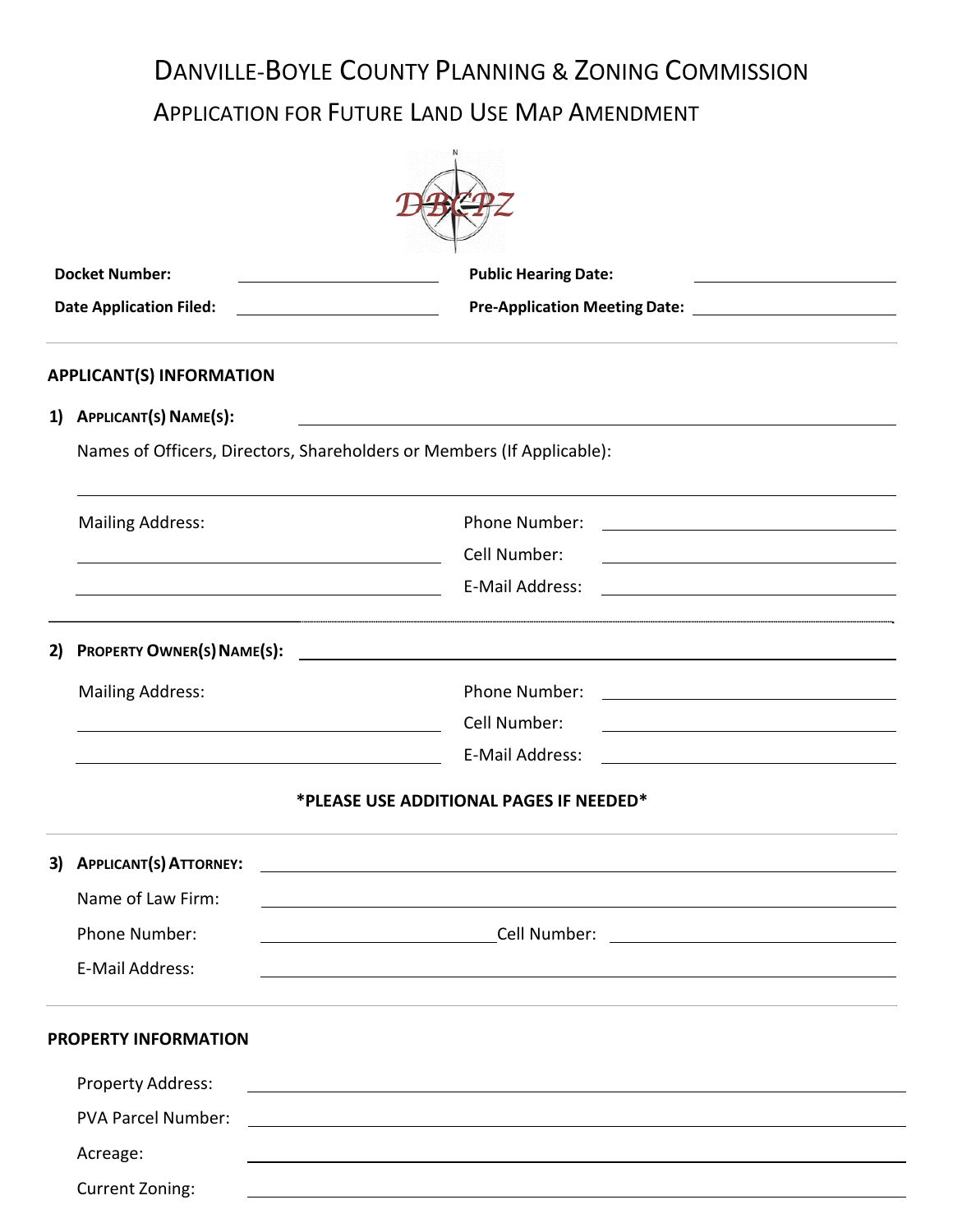# DANVILLE-BOYLE COUNTY PLANNING & ZONING COMMISSION

## APPLICATION FOR FUTURE LAND USE MAP AMENDMENT

DBCPZ

**Docket Number:** ____________________ **Public Hearing Date:** ____________________

**Date Application Filed:** ____________________ **Pre-Application Meeting Date:** ____________________

---

**APPLICANT(S) INFORMATION**

**1) APPLICANT(S) NAME(S):** ________________________________________

Names of Officers, Directors, Shareholders or Members (If Applicable):

________________________________________

Mailing Address: Phone Number: ____________________

Cell Number: ____________________

E-Mail Address: ____________________

---

**2) PROPERTY OWNER(S) NAME(S):** ________________________________________

Mailing Address: Phone Number: ____________________

Cell Number: ____________________

E-Mail Address: ____________________

**\*PLEASE USE ADDITIONAL PAGES IF NEEDED\***

---

**3) APPLICANT(S) ATTORNEY:** ________________________________________

Name of Law Firm: ________________________________________

Phone Number: ____________________ Cell Number: ____________________

E-Mail Address: ________________________________________

---

**PROPERTY INFORMATION**

Property Address: ________________________________________

PVA Parcel Number: ________________________________________

Acreage: ________________________________________

Current Zoning: ________________________________________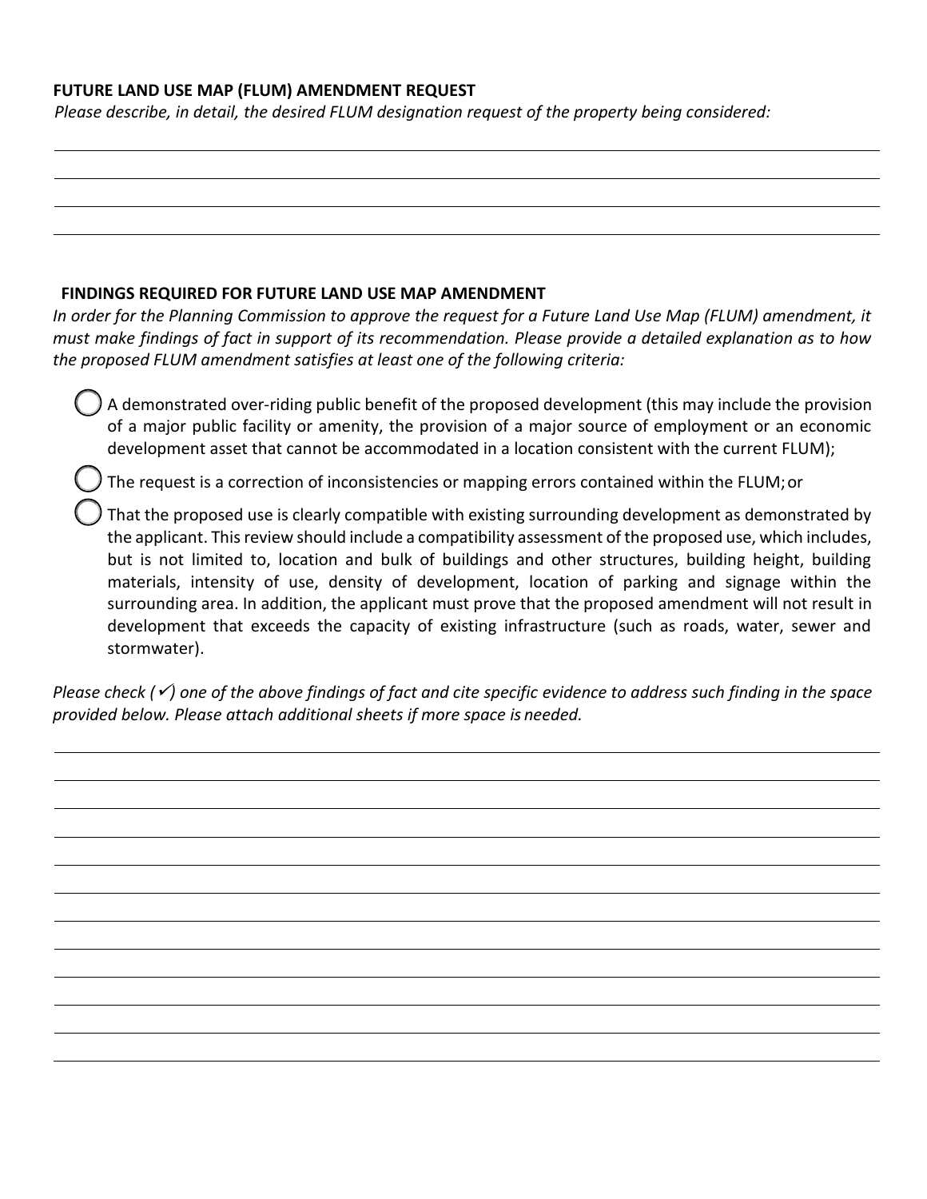**FUTURE LAND USE MAP (FLUM) AMENDMENT REQUEST**

*Please describe, in detail, the desired FLUM designation request of the property being considered:*

\_\_\_\_\_\_\_\_\_\_\_\_\_\_\_\_\_\_\_\_\_\_\_\_\_\_\_\_\_\_\_\_\_\_\_\_\_\_\_\_\_\_\_\_\_\_\_\_\_\_\_\_\_\_\_\_\_\_\_\_\_\_\_\_\_\_\_\_\_\_\_\_\_\_\_\_\_\_

\_\_\_\_\_\_\_\_\_\_\_\_\_\_\_\_\_\_\_\_\_\_\_\_\_\_\_\_\_\_\_\_\_\_\_\_\_\_\_\_\_\_\_\_\_\_\_\_\_\_\_\_\_\_\_\_\_\_\_\_\_\_\_\_\_\_\_\_\_\_\_\_\_\_\_\_\_\_

\_\_\_\_\_\_\_\_\_\_\_\_\_\_\_\_\_\_\_\_\_\_\_\_\_\_\_\_\_\_\_\_\_\_\_\_\_\_\_\_\_\_\_\_\_\_\_\_\_\_\_\_\_\_\_\_\_\_\_\_\_\_\_\_\_\_\_\_\_\_\_\_\_\_\_\_\_\_

\_\_\_\_\_\_\_\_\_\_\_\_\_\_\_\_\_\_\_\_\_\_\_\_\_\_\_\_\_\_\_\_\_\_\_\_\_\_\_\_\_\_\_\_\_\_\_\_\_\_\_\_\_\_\_\_\_\_\_\_\_\_\_\_\_\_\_\_\_\_\_\_\_\_\_\_\_\_

**FINDINGS REQUIRED FOR FUTURE LAND USE MAP AMENDMENT**

*In order for the Planning Commission to approve the request for a Future Land Use Map (FLUM) amendment, it must make findings of fact in support of its recommendation. Please provide a detailed explanation as to how the proposed FLUM amendment satisfies at least one of the following criteria:*

- ◯ A demonstrated over-riding public benefit of the proposed development (this may include the provision of a major public facility or amenity, the provision of a major source of employment or an economic development asset that cannot be accommodated in a location consistent with the current FLUM);
- ◯ The request is a correction of inconsistencies or mapping errors contained within the FLUM; or
- ◯ That the proposed use is clearly compatible with existing surrounding development as demonstrated by the applicant. This review should include a compatibility assessment of the proposed use, which includes, but is not limited to, location and bulk of buildings and other structures, building height, building materials, intensity of use, density of development, location of parking and signage within the surrounding area. In addition, the applicant must prove that the proposed amendment will not result in development that exceeds the capacity of existing infrastructure (such as roads, water, sewer and stormwater).

*Please check (✓) one of the above findings of fact and cite specific evidence to address such finding in the space provided below. Please attach additional sheets if more space is needed.*

\_\_\_\_\_\_\_\_\_\_\_\_\_\_\_\_\_\_\_\_\_\_\_\_\_\_\_\_\_\_\_\_\_\_\_\_\_\_\_\_\_\_\_\_\_\_\_\_\_\_\_\_\_\_\_\_\_\_\_\_\_\_\_\_\_\_\_\_\_\_\_\_\_\_\_\_\_\_

\_\_\_\_\_\_\_\_\_\_\_\_\_\_\_\_\_\_\_\_\_\_\_\_\_\_\_\_\_\_\_\_\_\_\_\_\_\_\_\_\_\_\_\_\_\_\_\_\_\_\_\_\_\_\_\_\_\_\_\_\_\_\_\_\_\_\_\_\_\_\_\_\_\_\_\_\_\_

\_\_\_\_\_\_\_\_\_\_\_\_\_\_\_\_\_\_\_\_\_\_\_\_\_\_\_\_\_\_\_\_\_\_\_\_\_\_\_\_\_\_\_\_\_\_\_\_\_\_\_\_\_\_\_\_\_\_\_\_\_\_\_\_\_\_\_\_\_\_\_\_\_\_\_\_\_\_

\_\_\_\_\_\_\_\_\_\_\_\_\_\_\_\_\_\_\_\_\_\_\_\_\_\_\_\_\_\_\_\_\_\_\_\_\_\_\_\_\_\_\_\_\_\_\_\_\_\_\_\_\_\_\_\_\_\_\_\_\_\_\_\_\_\_\_\_\_\_\_\_\_\_\_\_\_\_

\_\_\_\_\_\_\_\_\_\_\_\_\_\_\_\_\_\_\_\_\_\_\_\_\_\_\_\_\_\_\_\_\_\_\_\_\_\_\_\_\_\_\_\_\_\_\_\_\_\_\_\_\_\_\_\_\_\_\_\_\_\_\_\_\_\_\_\_\_\_\_\_\_\_\_\_\_\_

\_\_\_\_\_\_\_\_\_\_\_\_\_\_\_\_\_\_\_\_\_\_\_\_\_\_\_\_\_\_\_\_\_\_\_\_\_\_\_\_\_\_\_\_\_\_\_\_\_\_\_\_\_\_\_\_\_\_\_\_\_\_\_\_\_\_\_\_\_\_\_\_\_\_\_\_\_\_

\_\_\_\_\_\_\_\_\_\_\_\_\_\_\_\_\_\_\_\_\_\_\_\_\_\_\_\_\_\_\_\_\_\_\_\_\_\_\_\_\_\_\_\_\_\_\_\_\_\_\_\_\_\_\_\_\_\_\_\_\_\_\_\_\_\_\_\_\_\_\_\_\_\_\_\_\_\_

\_\_\_\_\_\_\_\_\_\_\_\_\_\_\_\_\_\_\_\_\_\_\_\_\_\_\_\_\_\_\_\_\_\_\_\_\_\_\_\_\_\_\_\_\_\_\_\_\_\_\_\_\_\_\_\_\_\_\_\_\_\_\_\_\_\_\_\_\_\_\_\_\_\_\_\_\_\_

\_\_\_\_\_\_\_\_\_\_\_\_\_\_\_\_\_\_\_\_\_\_\_\_\_\_\_\_\_\_\_\_\_\_\_\_\_\_\_\_\_\_\_\_\_\_\_\_\_\_\_\_\_\_\_\_\_\_\_\_\_\_\_\_\_\_\_\_\_\_\_\_\_\_\_\_\_\_

\_\_\_\_\_\_\_\_\_\_\_\_\_\_\_\_\_\_\_\_\_\_\_\_\_\_\_\_\_\_\_\_\_\_\_\_\_\_\_\_\_\_\_\_\_\_\_\_\_\_\_\_\_\_\_\_\_\_\_\_\_\_\_\_\_\_\_\_\_\_\_\_\_\_\_\_\_\_

\_\_\_\_\_\_\_\_\_\_\_\_\_\_\_\_\_\_\_\_\_\_\_\_\_\_\_\_\_\_\_\_\_\_\_\_\_\_\_\_\_\_\_\_\_\_\_\_\_\_\_\_\_\_\_\_\_\_\_\_\_\_\_\_\_\_\_\_\_\_\_\_\_\_\_\_\_\_

\_\_\_\_\_\_\_\_\_\_\_\_\_\_\_\_\_\_\_\_\_\_\_\_\_\_\_\_\_\_\_\_\_\_\_\_\_\_\_\_\_\_\_\_\_\_\_\_\_\_\_\_\_\_\_\_\_\_\_\_\_\_\_\_\_\_\_\_\_\_\_\_\_\_\_\_\_\_

\_\_\_\_\_\_\_\_\_\_\_\_\_\_\_\_\_\_\_\_\_\_\_\_\_\_\_\_\_\_\_\_\_\_\_\_\_\_\_\_\_\_\_\_\_\_\_\_\_\_\_\_\_\_\_\_\_\_\_\_\_\_\_\_\_\_\_\_\_\_\_\_\_\_\_\_\_\_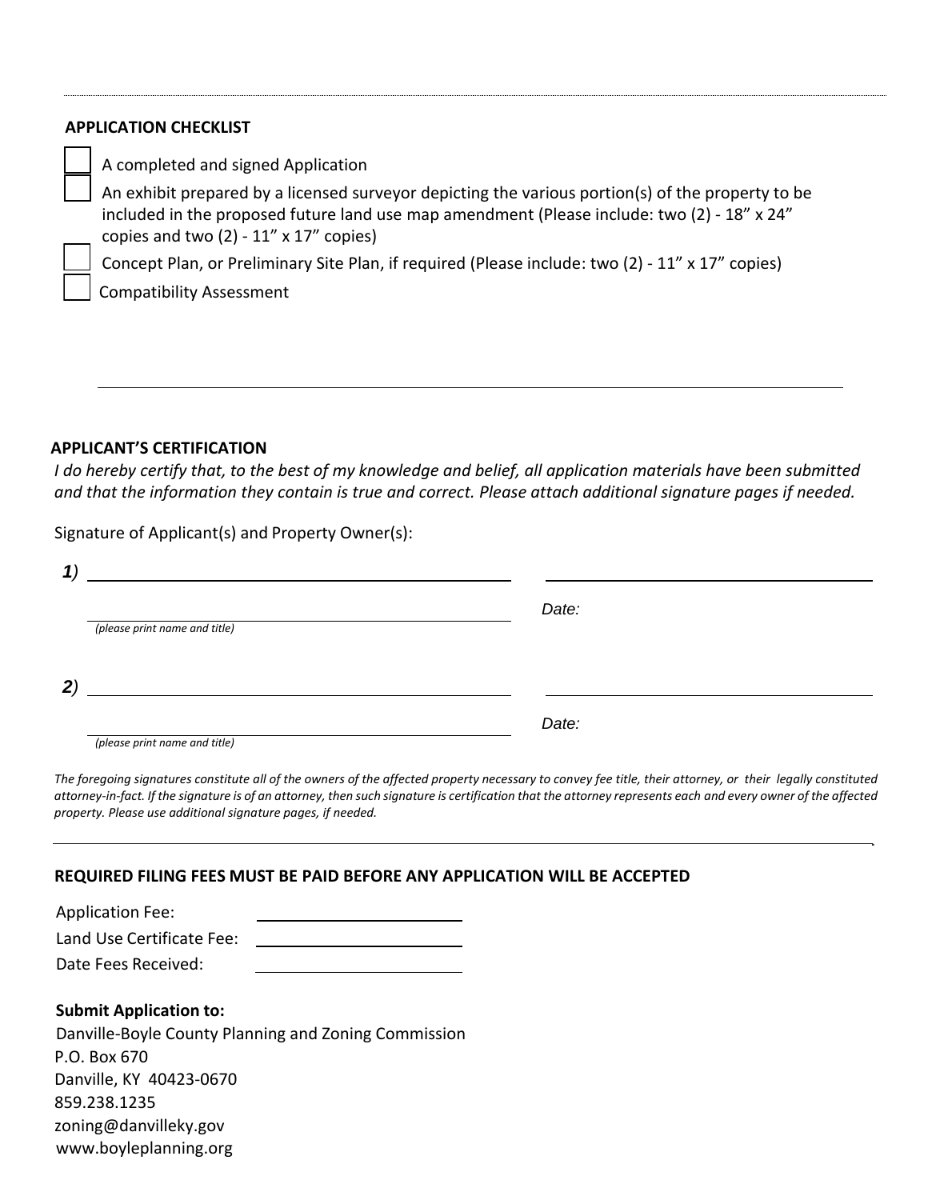## APPLICATION CHECKLIST

- ☐ A completed and signed Application
- ☐ An exhibit prepared by a licensed surveyor depicting the various portion(s) of the property to be included in the proposed future land use map amendment (Please include: two (2) - 18" x 24" copies and two (2) - 11" x 17" copies)
- ☐ Concept Plan, or Preliminary Site Plan, if required (Please include: two (2) - 11" x 17" copies)
- ☐ Compatibility Assessment

---

## APPLICANT'S CERTIFICATION

*I do hereby certify that, to the best of my knowledge and belief, all application materials have been submitted and that the information they contain is true and correct. Please attach additional signature pages if needed.*

Signature of Applicant(s) and Property Owner(s):

***1)*** ______________________________ ______________________________

______________________________ *Date:*

*(please print name and title)*

***2)*** ______________________________ ______________________________

______________________________ *Date:*

*(please print name and title)*

*The foregoing signatures constitute all of the owners of the affected property necessary to convey fee title, their attorney, or their legally constituted attorney-in-fact. If the signature is of an attorney, then such signature is certification that the attorney represents each and every owner of the affected property. Please use additional signature pages, if needed.*

---

**REQUIRED FILING FEES MUST BE PAID BEFORE ANY APPLICATION WILL BE ACCEPTED**

Application Fee: ______________________

Land Use Certificate Fee: ______________________

Date Fees Received: ______________________

**Submit Application to:**

Danville-Boyle County Planning and Zoning Commission
P.O. Box 670
Danville, KY 40423-0670
859.238.1235
zoning@danvilleky.gov
www.boyleplanning.org